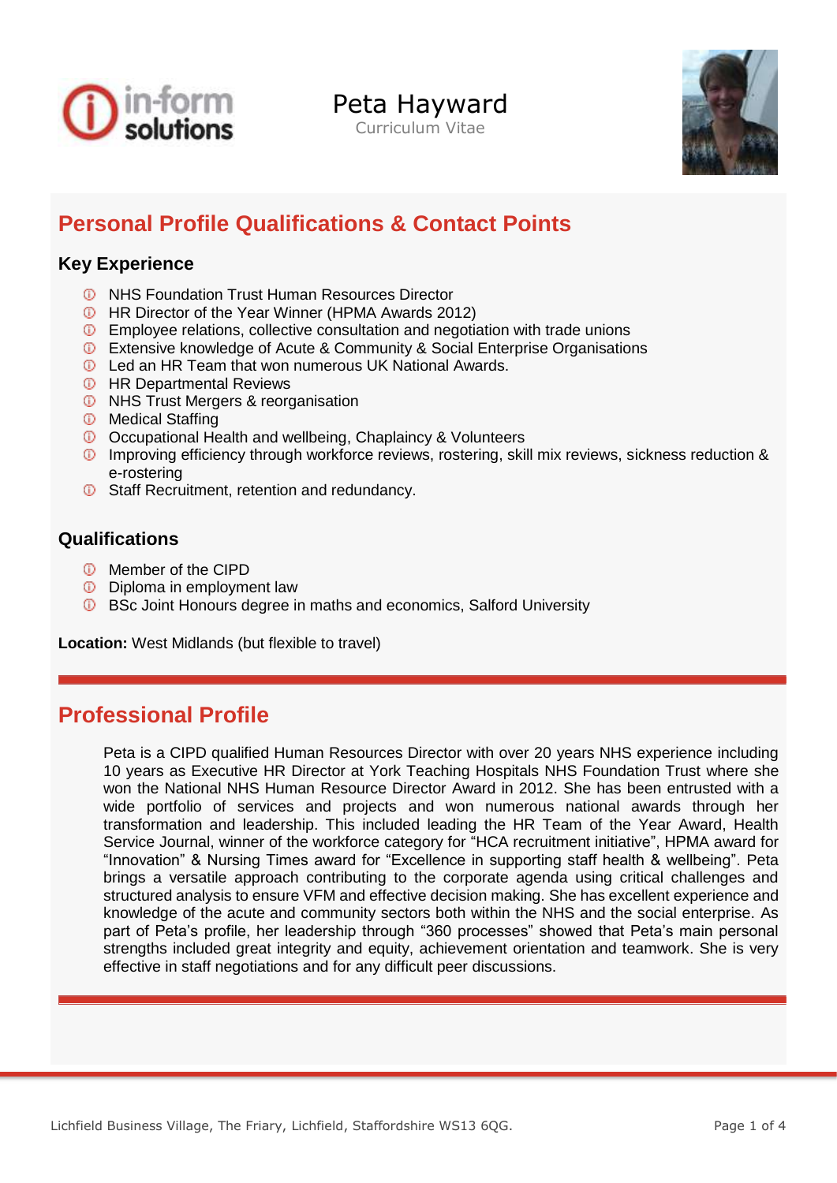# Peta Hayward

Curriculum Vitae

## Personal Profile Qualifications & Contact Points

### Key Experience

- NHS Foundation Trust Human Resources Director
- HR Director of the Year Winner (HPMA Awards 2012)
- Employee relations, collective consultation and negotiation with trade unions
- Extensive knowledge of Acute & Community & Social Enterprise Organisations
- Led an HR Team that won numerous UK National Awards.
- HR Departmental Reviews
- NHS Trust Mergers & reorganisation
- Medical Staffing
- Occupational Health and wellbeing, Chaplaincy & Volunteers
- Improving efficiency through workforce reviews, rostering, skill mix reviews, sickness reduction & e-rostering
- Staff Recruitment, retention and redundancy.

### Qualifications

- Member of the CIPD
- Diploma in employment law
- BSc Joint Honours degree in maths and economics, Salford University

**Location:** West Midlands (but flexible to travel)

## Professional Profile

Peta is a CIPD qualified Human Resources Director with over 20 years NHS experience including 10 years as Executive HR Director at York Teaching Hospitals NHS Foundation Trust where she won the National NHS Human Resource Director Award in 2012. She has been entrusted with a wide portfolio of services and projects and won numerous national awards through her transformation and leadership. This included leading the HR Team of the Year Award, Health Service Journal, winner of the workforce category for "HCA recruitment initiative", HPMA award for "Innovation" & Nursing Times award for "Excellence in supporting staff health & wellbeing". Peta brings a versatile approach contributing to the corporate agenda using critical challenges and structured analysis to ensure VFM and effective decision making. She has excellent experience and knowledge of the acute and community sectors both within the NHS and the social enterprise. As part of Peta's profile, her leadership through "360 processes" showed that Peta's main personal strengths included great integrity and equity, achievement orientation and teamwork. She is very effective in staff negotiations and for any difficult peer discussions.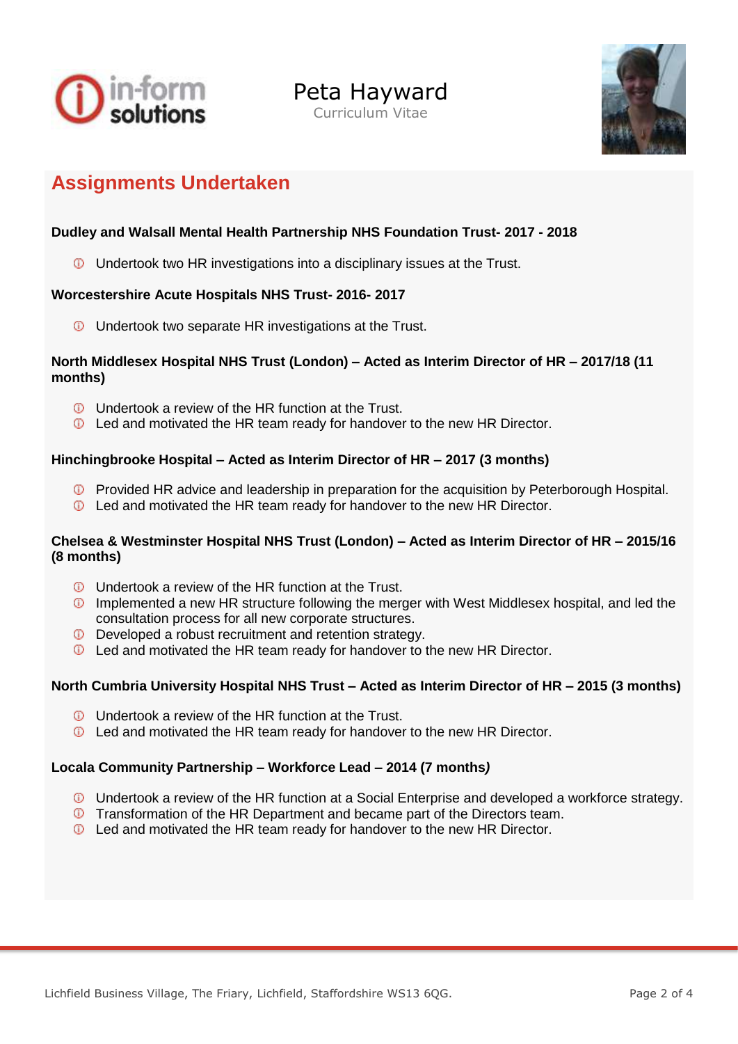Peta Hayward
Curriculum Vitae

## Assignments Undertaken

**Dudley and Walsall Mental Health Partnership NHS Foundation Trust- 2017 - 2018**

- Undertook two HR investigations into a disciplinary issues at the Trust.

**Worcestershire Acute Hospitals NHS Trust- 2016- 2017**

- Undertook two separate HR investigations at the Trust.

**North Middlesex Hospital NHS Trust (London) – Acted as Interim Director of HR – 2017/18 (11 months)**

- Undertook a review of the HR function at the Trust.
- Led and motivated the HR team ready for handover to the new HR Director.

**Hinchingbrooke Hospital – Acted as Interim Director of HR – 2017 (3 months)**

- Provided HR advice and leadership in preparation for the acquisition by Peterborough Hospital.
- Led and motivated the HR team ready for handover to the new HR Director.

**Chelsea & Westminster Hospital NHS Trust (London) – Acted as Interim Director of HR – 2015/16 (8 months)**

- Undertook a review of the HR function at the Trust.
- Implemented a new HR structure following the merger with West Middlesex hospital, and led the consultation process for all new corporate structures.
- Developed a robust recruitment and retention strategy.
- Led and motivated the HR team ready for handover to the new HR Director.

**North Cumbria University Hospital NHS Trust – Acted as Interim Director of HR – 2015 (3 months)**

- Undertook a review of the HR function at the Trust.
- Led and motivated the HR team ready for handover to the new HR Director.

**Locala Community Partnership – Workforce Lead – 2014 (7 months*)***

- Undertook a review of the HR function at a Social Enterprise and developed a workforce strategy.
- Transformation of the HR Department and became part of the Directors team.
- Led and motivated the HR team ready for handover to the new HR Director.

Lichfield Business Village, The Friary, Lichfield, Staffordshire WS13 6QG.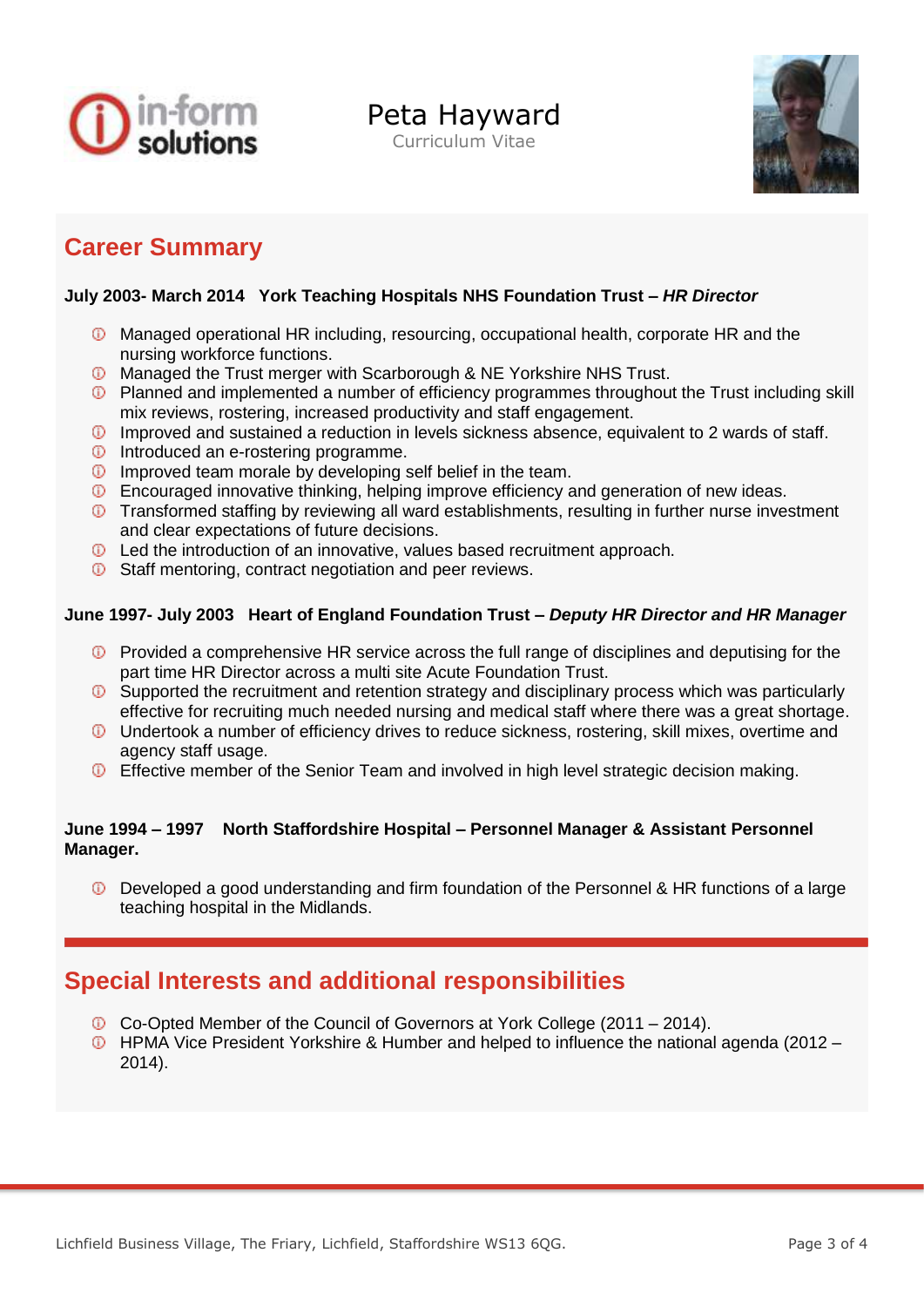# Peta Hayward

Curriculum Vitae

## Career Summary

**July 2003- March 2014 York Teaching Hospitals NHS Foundation Trust – *HR Director***

- Managed operational HR including, resourcing, occupational health, corporate HR and the nursing workforce functions.
- Managed the Trust merger with Scarborough & NE Yorkshire NHS Trust.
- Planned and implemented a number of efficiency programmes throughout the Trust including skill mix reviews, rostering, increased productivity and staff engagement.
- Improved and sustained a reduction in levels sickness absence, equivalent to 2 wards of staff.
- Introduced an e-rostering programme.
- Improved team morale by developing self belief in the team.
- Encouraged innovative thinking, helping improve efficiency and generation of new ideas.
- Transformed staffing by reviewing all ward establishments, resulting in further nurse investment and clear expectations of future decisions.
- Led the introduction of an innovative, values based recruitment approach.
- Staff mentoring, contract negotiation and peer reviews.

**June 1997- July 2003 Heart of England Foundation Trust – *Deputy HR Director and HR Manager***

- Provided a comprehensive HR service across the full range of disciplines and deputising for the part time HR Director across a multi site Acute Foundation Trust.
- Supported the recruitment and retention strategy and disciplinary process which was particularly effective for recruiting much needed nursing and medical staff where there was a great shortage.
- Undertook a number of efficiency drives to reduce sickness, rostering, skill mixes, overtime and agency staff usage.
- Effective member of the Senior Team and involved in high level strategic decision making.

**June 1994 – 1997 North Staffordshire Hospital – Personnel Manager & Assistant Personnel Manager.**

- Developed a good understanding and firm foundation of the Personnel & HR functions of a large teaching hospital in the Midlands.

## Special Interests and additional responsibilities

- Co-Opted Member of the Council of Governors at York College (2011 – 2014).
- HPMA Vice President Yorkshire & Humber and helped to influence the national agenda (2012 – 2014).

Lichfield Business Village, The Friary, Lichfield, Staffordshire WS13 6QG.